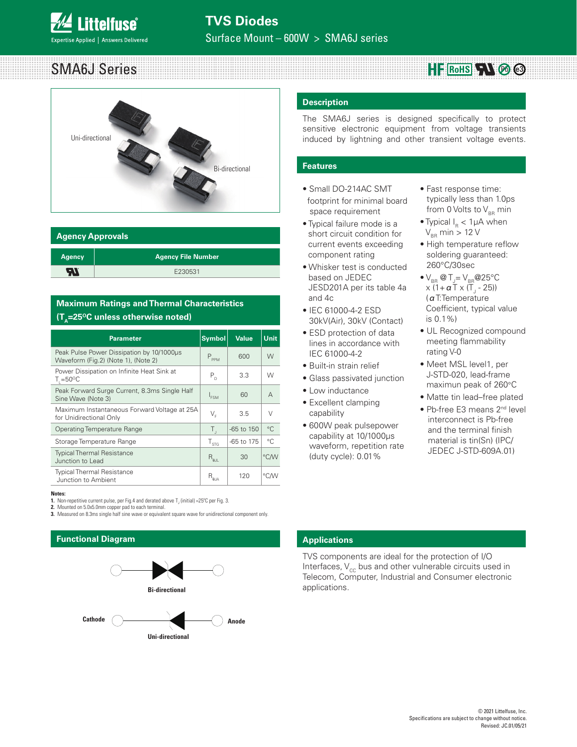# TVS Diodes

Surface Mount – 600W > SMA6J series

## SMA6J Series

HF RoHS Pb e3

Uni-directional

Bi-directional

## Agency Approvals

| Agency | Agency File Number |
|---|---|
| UL | E230531 |

## Maximum Ratings and Thermal Characteristics ($T_A$=25°C unless otherwise noted)

| Parameter | Symbol | Value | Unit |
|---|---|---|---|
| Peak Pulse Power Dissipation by 10/1000μs Waveform (Fig.2) (Note 1), (Note 2) | $P_{PPM}$ | 600 | W |
| Power Dissipation on Infinite Heat Sink at $T_L$=50°C | $P_D$ | 3.3 | W |
| Peak Forward Surge Current, 8.3ms Single Half Sine Wave (Note 3) | $I_{FSM}$ | 60 | A |
| Maximum Instantaneous Forward Voltage at 25A for Unidirectional Only | $V_F$ | 3.5 | V |
| Operating Temperature Range | $T_J$ | -65 to 150 | °C |
| Storage Temperature Range | $T_{STG}$ | -65 to 175 | °C |
| Typical Thermal Resistance Junction to Lead | $R_{\theta JL}$ | 30 | °C/W |
| Typical Thermal Resistance Junction to Ambient | $R_{\theta JA}$ | 120 | °C/W |

**Notes:**
1. Non-repetitive current pulse, per Fig.4 and derated above $T_J$ (initial) =25°C per Fig. 3.
2. Mounted on 5.0x5.0mm copper pad to each terminal.
3. Measured on 8.3ms single half sine wave or equivalent square wave for unidirectional component only.

## Functional Diagram

Bi-directional

Cathode — Anode

Uni-directional

## Description

The SMA6J series is designed specifically to protect sensitive electronic equipment from voltage transients induced by lightning and other transient voltage events.

## Features

- Small DO-214AC SMT footprint for minimal board space requirement
- Typical failure mode is a short circuit condition for current events exceeding component rating
- Whisker test is conducted based on JEDEC JESD201A per its table 4a and 4c
- IEC 61000-4-2 ESD 30kV(Air), 30kV (Contact)
- ESD protection of data lines in accordance with IEC 61000-4-2
- Built-in strain relief
- Glass passivated junction
- Low inductance
- Excellent clamping capability
- 600W peak pulsepower capability at 10/1000μs waveform, repetition rate (duty cycle): 0.01%
- Fast response time: typically less than 1.0ps from 0 Volts to $V_{BR}$ min
- Typical $I_R$ < 1μA when $V_{BR}$ min > 12 V
- High temperature reflow soldering guaranteed: 260°C/30sec
- $V_{BR}$ @ $T_J$ = $V_{BR}$@25°C x (1+ $\alpha$T x ($T_J$ - 25)) ($\alpha$T:Temperature Coefficient, typical value is 0.1%)
- UL Recognized compound meeting flammability rating V-0
- Meet MSL level1, per J-STD-020, lead-frame maximun peak of 260°C
- Matte tin lead–free plated
- Pb-free E3 means 2nd level interconnect is Pb-free and the terminal finish material is tin(Sn) (IPC/JEDEC J-STD-609A.01)

## Applications

TVS components are ideal for the protection of I/O Interfaces, $V_{CC}$ bus and other vulnerable circuits used in Telecom, Computer, Industrial and Consumer electronic applications.

© 2021 Littelfuse, Inc.
Specifications are subject to change without notice.
Revised: JC.01/05/21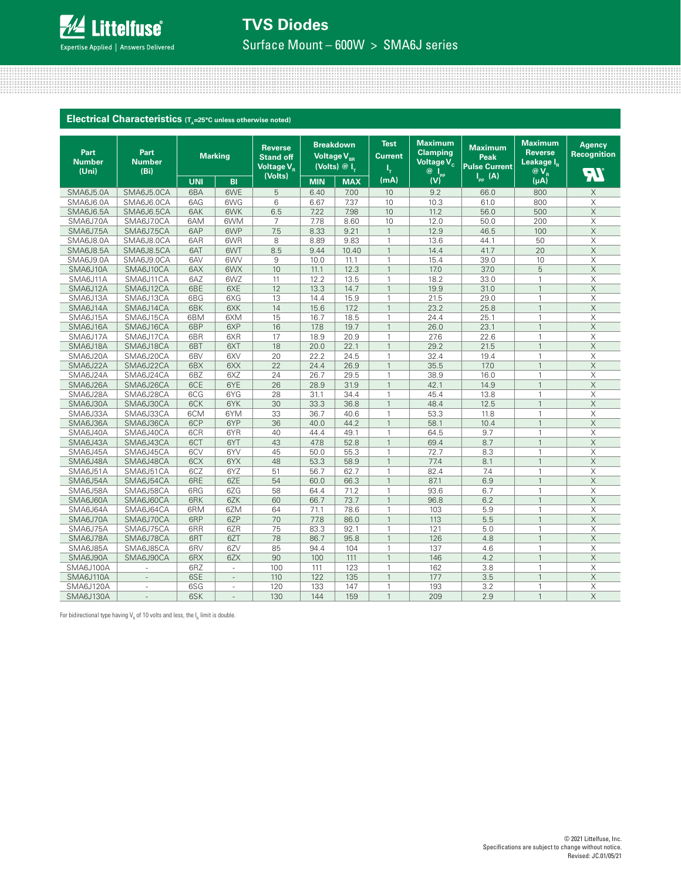## Electrical Characteristics ($T_A$=25°C unless otherwise noted)

| Part Number (Uni) | Part Number (Bi) | Marking | | Reverse Stand off Voltage $V_R$ (Volts) | Breakdown Voltage $V_{BR}$ (Volts) @ $I_T$ | | Test Current $I_T$ (mA) | Maximum Clamping Voltage $V_C$ @ $I_{PP}$ (V) | Maximum Peak Pulse Current $I_{PP}$ (A) | Maximum Reverse Leakage $I_R$ @ $V_R$ (µA) | Agency Recognition |
|---|---|---|---|---|---|---|---|---|---|---|---|
| | | UNI | BI | | MIN | MAX | | | | | UL |
| SMA6J5.0A | SMA6J5.0CA | 6BA | 6WE | 5 | 6.40 | 7.00 | 10 | 9.2 | 66.0 | 800 | X |
| SMA6J6.0A | SMA6J6.0CA | 6AG | 6WG | 6 | 6.67 | 7.37 | 10 | 10.3 | 61.0 | 800 | X |
| SMA6J6.5A | SMA6J6.5CA | 6AK | 6WK | 6.5 | 7.22 | 7.98 | 10 | 11.2 | 56.0 | 500 | X |
| SMA6J7.0A | SMA6J7.0CA | 6AM | 6WM | 7 | 7.78 | 8.60 | 10 | 12.0 | 50.0 | 200 | X |
| SMA6J7.5A | SMA6J7.5CA | 6AP | 6WP | 7.5 | 8.33 | 9.21 | 1 | 12.9 | 46.5 | 100 | X |
| SMA6J8.0A | SMA6J8.0CA | 6AR | 6WR | 8 | 8.89 | 9.83 | 1 | 13.6 | 44.1 | 50 | X |
| SMA6J8.5A | SMA6J8.5CA | 6AT | 6WT | 8.5 | 9.44 | 10.40 | 1 | 14.4 | 41.7 | 20 | X |
| SMA6J9.0A | SMA6J9.0CA | 6AV | 6WV | 9 | 10.0 | 11.1 | 1 | 15.4 | 39.0 | 10 | X |
| SMA6J10A | SMA6J10CA | 6AX | 6WX | 10 | 11.1 | 12.3 | 1 | 17.0 | 37.0 | 5 | X |
| SMA6J11A | SMA6J11CA | 6AZ | 6WZ | 11 | 12.2 | 13.5 | 1 | 18.2 | 33.0 | 1 | X |
| SMA6J12A | SMA6J12CA | 6BE | 6XE | 12 | 13.3 | 14.7 | 1 | 19.9 | 31.0 | 1 | X |
| SMA6J13A | SMA6J13CA | 6BG | 6XG | 13 | 14.4 | 15.9 | 1 | 21.5 | 29.0 | 1 | X |
| SMA6J14A | SMA6J14CA | 6BK | 6XK | 14 | 15.6 | 17.2 | 1 | 23.2 | 25.8 | 1 | X |
| SMA6J15A | SMA6J15CA | 6BM | 6XM | 15 | 16.7 | 18.5 | 1 | 24.4 | 25.1 | 1 | X |
| SMA6J16A | SMA6J16CA | 6BP | 6XP | 16 | 17.8 | 19.7 | 1 | 26.0 | 23.1 | 1 | X |
| SMA6J17A | SMA6J17CA | 6BR | 6XR | 17 | 18.9 | 20.9 | 1 | 27.6 | 22.6 | 1 | X |
| SMA6J18A | SMA6J18CA | 6BT | 6XT | 18 | 20.0 | 22.1 | 1 | 29.2 | 21.5 | 1 | X |
| SMA6J20A | SMA6J20CA | 6BV | 6XV | 20 | 22.2 | 24.5 | 1 | 32.4 | 19.4 | 1 | X |
| SMA6J22A | SMA6J22CA | 6BX | 6XX | 22 | 24.4 | 26.9 | 1 | 35.5 | 17.0 | 1 | X |
| SMA6J24A | SMA6J24CA | 6BZ | 6XZ | 24 | 26.7 | 29.5 | 1 | 38.9 | 16.0 | 1 | X |
| SMA6J26A | SMA6J26CA | 6CE | 6YE | 26 | 28.9 | 31.9 | 1 | 42.1 | 14.9 | 1 | X |
| SMA6J28A | SMA6J28CA | 6CG | 6YG | 28 | 31.1 | 34.4 | 1 | 45.4 | 13.8 | 1 | X |
| SMA6J30A | SMA6J30CA | 6CK | 6YK | 30 | 33.3 | 36.8 | 1 | 48.4 | 12.5 | 1 | X |
| SMA6J33A | SMA6J33CA | 6CM | 6YM | 33 | 36.7 | 40.6 | 1 | 53.3 | 11.8 | 1 | X |
| SMA6J36A | SMA6J36CA | 6CP | 6YP | 36 | 40.0 | 44.2 | 1 | 58.1 | 10.4 | 1 | X |
| SMA6J40A | SMA6J40CA | 6CR | 6YR | 40 | 44.4 | 49.1 | 1 | 64.5 | 9.7 | 1 | X |
| SMA6J43A | SMA6J43CA | 6CT | 6YT | 43 | 47.8 | 52.8 | 1 | 69.4 | 8.7 | 1 | X |
| SMA6J45A | SMA6J45CA | 6CV | 6YV | 45 | 50.0 | 55.3 | 1 | 72.7 | 8.3 | 1 | X |
| SMA6J48A | SMA6J48CA | 6CX | 6YX | 48 | 53.3 | 58.9 | 1 | 77.4 | 8.1 | 1 | X |
| SMA6J51A | SMA6J51CA | 6CZ | 6YZ | 51 | 56.7 | 62.7 | 1 | 82.4 | 7.4 | 1 | X |
| SMA6J54A | SMA6J54CA | 6RE | 6ZE | 54 | 60.0 | 66.3 | 1 | 87.1 | 6.9 | 1 | X |
| SMA6J58A | SMA6J58CA | 6RG | 6ZG | 58 | 64.4 | 71.2 | 1 | 93.6 | 6.7 | 1 | X |
| SMA6J60A | SMA6J60CA | 6RK | 6ZK | 60 | 66.7 | 73.7 | 1 | 96.8 | 6.2 | 1 | X |
| SMA6J64A | SMA6J64CA | 6RM | 6ZM | 64 | 71.1 | 78.6 | 1 | 103 | 5.9 | 1 | X |
| SMA6J70A | SMA6J70CA | 6RP | 6ZP | 70 | 77.8 | 86.0 | 1 | 113 | 5.5 | 1 | X |
| SMA6J75A | SMA6J75CA | 6RR | 6ZR | 75 | 83.3 | 92.1 | 1 | 121 | 5.0 | 1 | X |
| SMA6J78A | SMA6J78CA | 6RT | 6ZT | 78 | 86.7 | 95.8 | 1 | 126 | 4.8 | 1 | X |
| SMA6J85A | SMA6J85CA | 6RV | 6ZV | 85 | 94.4 | 104 | 1 | 137 | 4.6 | 1 | X |
| SMA6J90A | SMA6J90CA | 6RX | 6ZX | 90 | 100 | 111 | 1 | 146 | 4.2 | 1 | X |
| SMA6J100A | - | 6RZ | - | 100 | 111 | 123 | 1 | 162 | 3.8 | 1 | X |
| SMA6J110A | - | 6SE | - | 110 | 122 | 135 | 1 | 177 | 3.5 | 1 | X |
| SMA6J120A | - | 6SG | - | 120 | 133 | 147 | 1 | 193 | 3.2 | 1 | X |
| SMA6J130A | - | 6SK | - | 130 | 144 | 159 | 1 | 209 | 2.9 | 1 | X |

For bidirectional type having $V_R$ of 10 volts and less, the $I_R$ limit is double.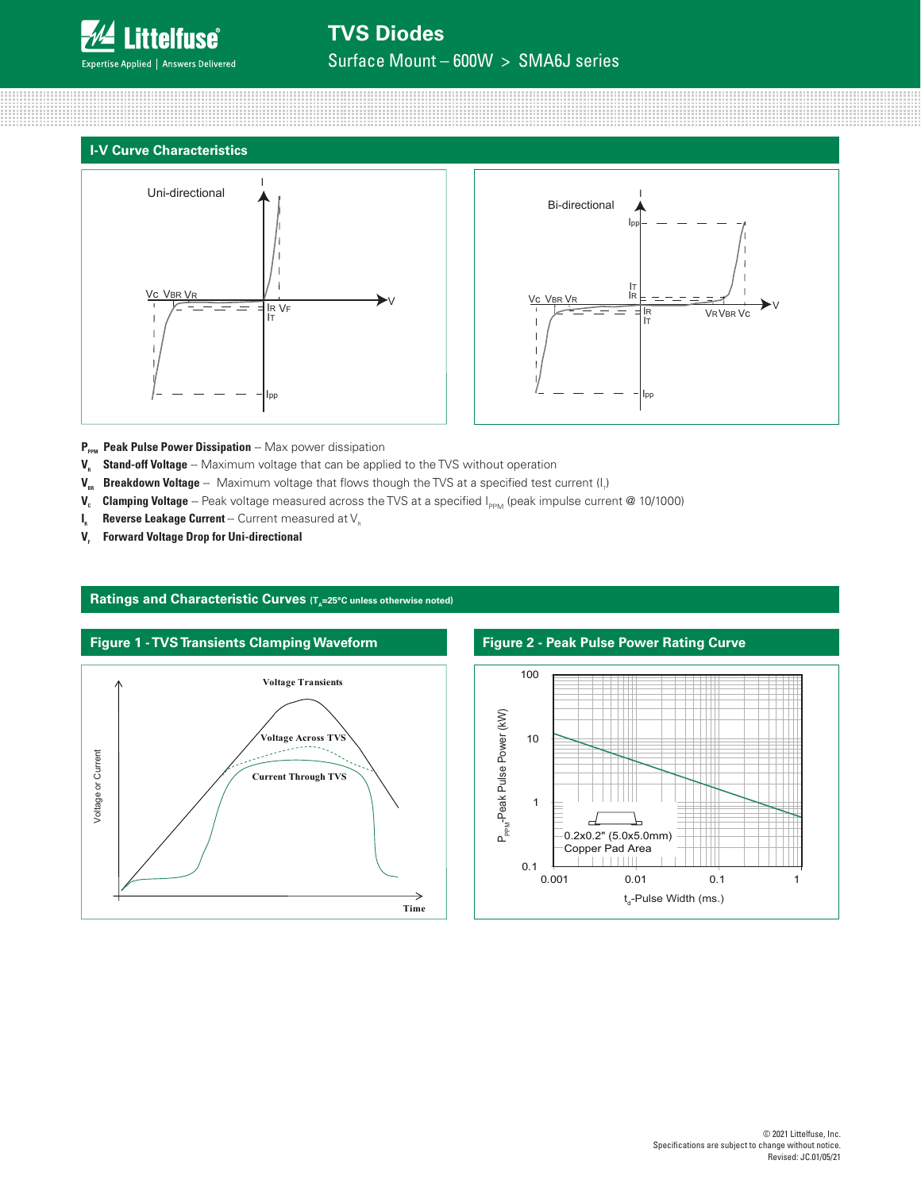## I-V Curve Characteristics

Uni-directional

Bi-directional

$P_{PPM}$ **Peak Pulse Power Dissipation** -- Max power dissipation

$V_R$ **Stand-off Voltage** -- Maximum voltage that can be applied to the TVS without operation

$V_{BR}$ **Breakdown Voltage** -- Maximum voltage that flows though the TVS at a specified test current ($I_T$)

$V_C$ **Clamping Voltage** -- Peak voltage measured across the TVS at a specified $I_{PPM}$ (peak impulse current @ 10/1000)

$I_R$ **Reverse Leakage Current** -- Current measured at $V_R$

$V_F$ **Forward Voltage Drop for Uni-directional**

## Ratings and Characteristic Curves ($T_A$=25°C unless otherwise noted)

### Figure 1 - TVS Transients Clamping Waveform

### Figure 2 - Peak Pulse Power Rating Curve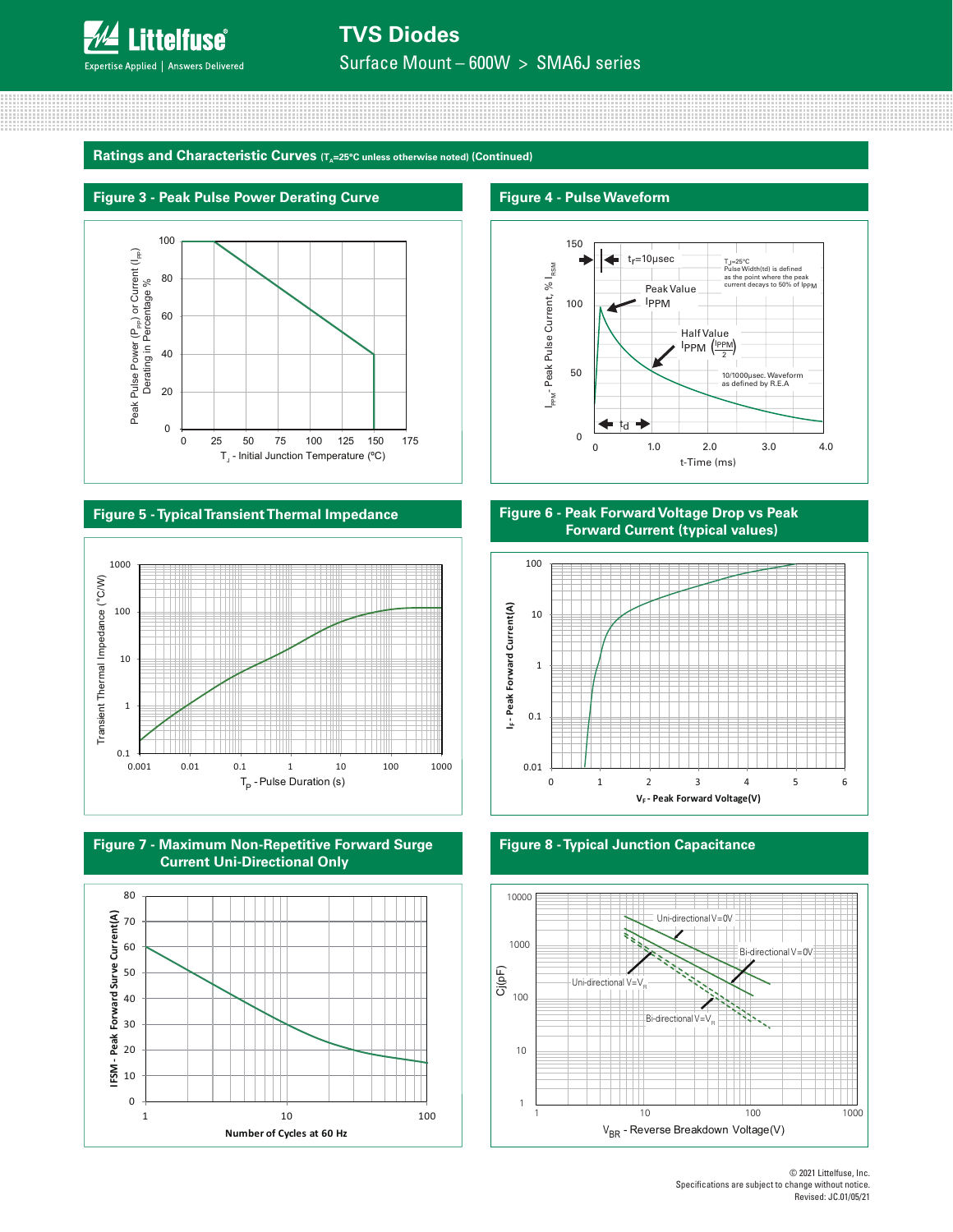## Ratings and Characteristic Curves ($T_A$=25°C unless otherwise noted) (Continued)

### Figure 3 - Peak Pulse Power Derating Curve

Peak Pulse Power ($P_{PP}$) or Current ($I_{PP}$) Derating in Percentage %

$T_J$ - Initial Junction Temperature (ºC)

### Figure 4 - Pulse Waveform

$t_r$=10µsec

$T_J$=25°C
Pulse Width(td) is defined as the point where the peak current decays to 50% of $I_{PPM}$

Peak Value $I_{PPM}$

Half Value $I_{PPM}$ $\left(\frac{I_{PPM}}{2}\right)$

10/1000µsec. Waveform as defined by R.E.A

$t_d$

$I_{PPM}$ - Peak Pulse Current, % $I_{RSM}$

t-Time (ms)

### Figure 5 - Typical Transient Thermal Impedance

Transient Thermal Impedance (°C/W)

$T_P$ - Pulse Duration (s)

### Figure 6 - Peak Forward Voltage Drop vs Peak Forward Current (typical values)

$I_F$ - Peak Forward Current(A)

$V_F$ - Peak Forward Voltage(V)

### Figure 7 - Maximum Non-Repetitive Forward Surge Current Uni-Directional Only

IFSM - Peak Forward Surve Current(A)

Number of Cycles at 60 Hz

### Figure 8 - Typical Junction Capacitance

Uni-directional V=0V

Bi-directional V=0V

Uni-directional V=$V_R$

Bi-directional V=$V_R$

Cj(pF)

$V_{BR}$ - Reverse Breakdown Voltage(V)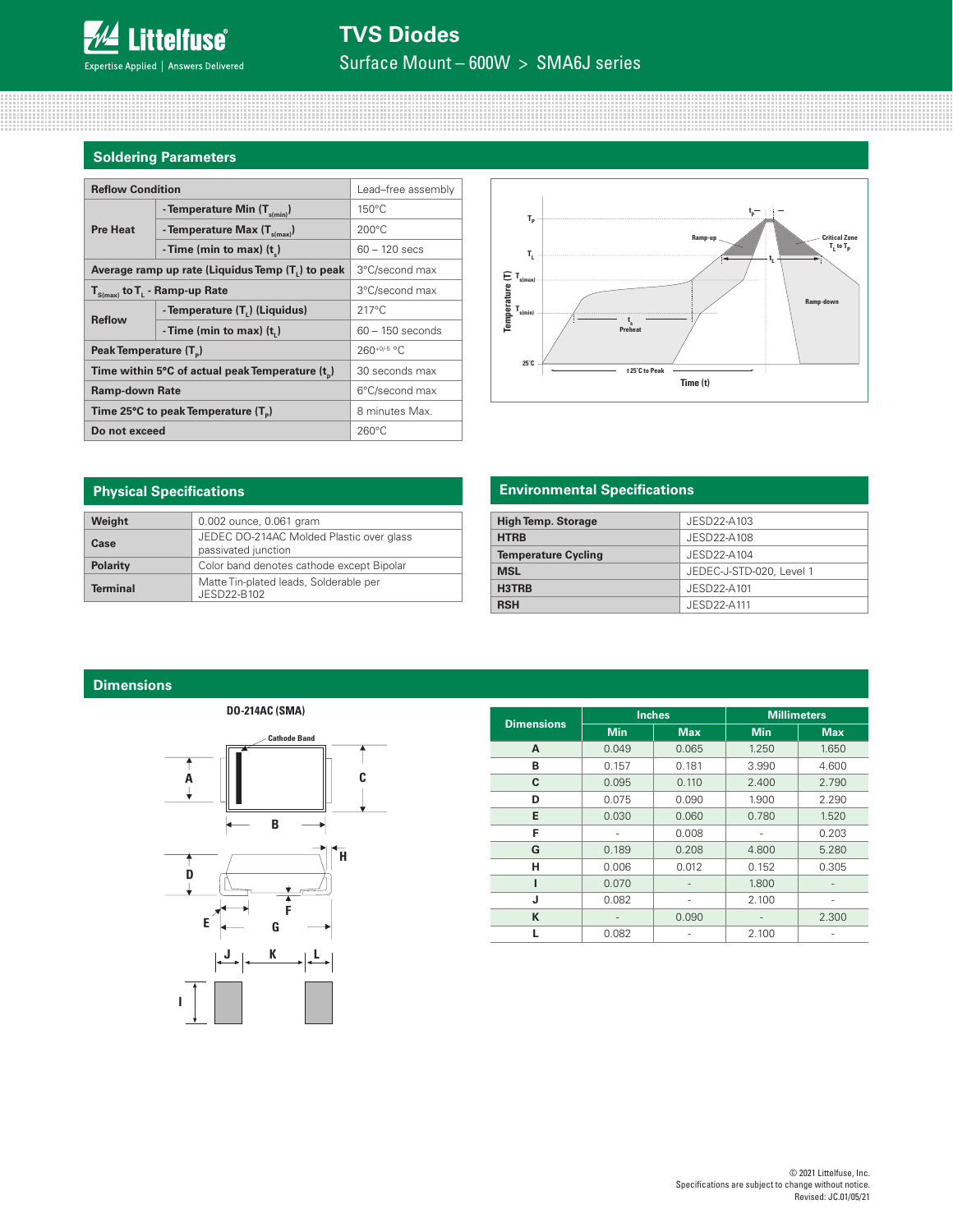## Soldering Parameters

| Reflow Condition | | Lead–free assembly |
|---|---|---|
| Pre Heat | - Temperature Min ($T_{s(min)}$) | 150°C |
| | - Temperature Max ($T_{s(max)}$) | 200°C |
| | - Time (min to max) ($t_s$) | 60 – 120 secs |
| Average ramp up rate (Liquidus Temp ($T_L$) to peak | | 3°C/second max |
| $T_{S(max)}$ to $T_L$ - Ramp-up Rate | | 3°C/second max |
| Reflow | - Temperature ($T_L$) (Liquidus) | 217°C |
| | - Time (min to max) ($t_L$) | 60 – 150 seconds |
| Peak Temperature ($T_P$) | | $260^{+0/-5}$ °C |
| Time within 5°C of actual peak Temperature ($t_p$) | | 30 seconds max |
| Ramp-down Rate | | 6°C/second max |
| Time 25°C to peak Temperature ($T_P$) | | 8 minutes Max. |
| Do not exceed | | 260°C |

## Physical Specifications

| | |
|---|---|
| Weight | 0.002 ounce, 0.061 gram |
| Case | JEDEC DO-214AC Molded Plastic over glass passivated junction |
| Polarity | Color band denotes cathode except Bipolar |
| Terminal | Matte Tin-plated leads, Solderable per JESD22-B102 |

## Environmental Specifications

| | |
|---|---|
| High Temp. Storage | JESD22-A103 |
| HTRB | JESD22-A108 |
| Temperature Cycling | JESD22-A104 |
| MSL | JEDEC-J-STD-020, Level 1 |
| H3TRB | JESD22-A101 |
| RSH | JESD22-A111 |

## Dimensions

DO-214AC (SMA)

| Dimensions | Inches | | Millimeters | |
|---|---|---|---|---|
| | Min | Max | Min | Max |
| A | 0.049 | 0.065 | 1.250 | 1.650 |
| B | 0.157 | 0.181 | 3.990 | 4.600 |
| C | 0.095 | 0.110 | 2.400 | 2.790 |
| D | 0.075 | 0.090 | 1.900 | 2.290 |
| E | 0.030 | 0.060 | 0.780 | 1.520 |
| F | - | 0.008 | - | 0.203 |
| G | 0.189 | 0.208 | 4.800 | 5.280 |
| H | 0.006 | 0.012 | 0.152 | 0.305 |
| I | 0.070 | - | 1.800 | - |
| J | 0.082 | - | 2.100 | - |
| K | - | 0.090 | - | 2.300 |
| L | 0.082 | - | 2.100 | - |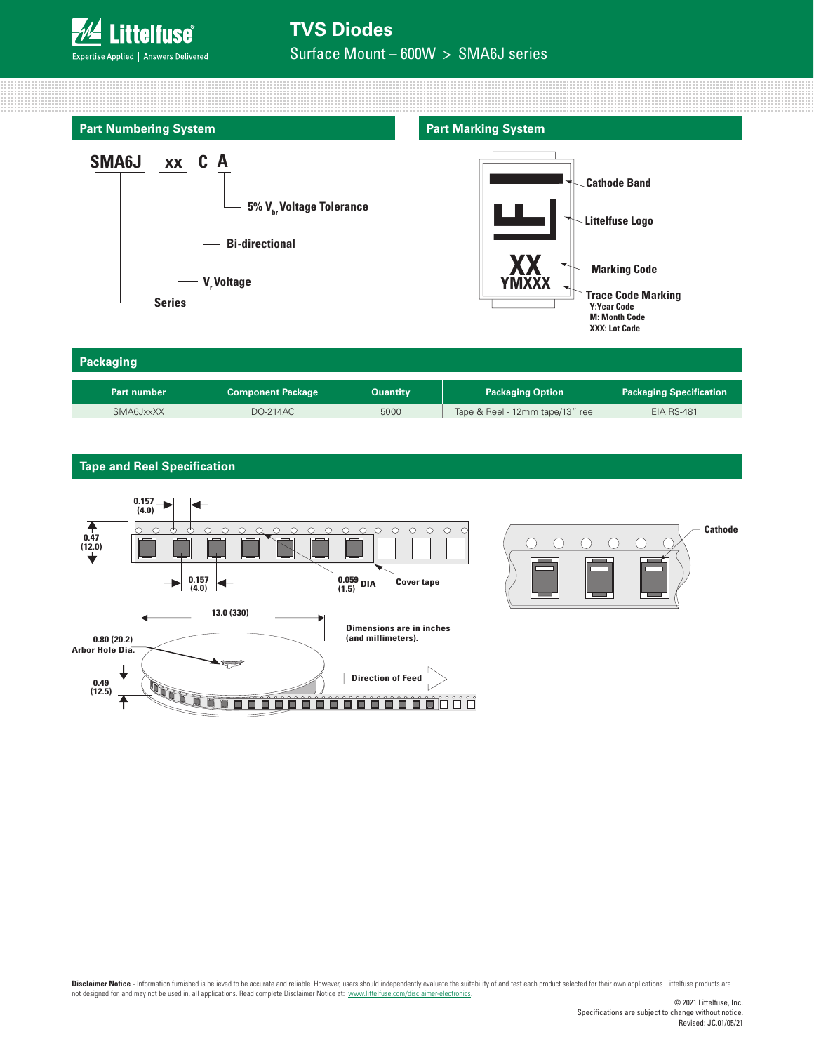## Part Numbering System

SMA6J xx C A

- 5% $V_{br}$ Voltage Tolerance
- Bi-directional
- $V_r$ Voltage
- Series

## Part Marking System

Cathode Band

Littelfuse Logo

XX

YMXXX

Marking Code

Trace Code Marking
Y:Year Code
M: Month Code
XXX: Lot Code

## Packaging

| Part number | Component Package | Quantity | Packaging Option | Packaging Specification |
|---|---|---|---|---|
| SMA6JxxXX | DO-214AC | 5000 | Tape & Reel - 12mm tape/13" reel | EIA RS-481 |

## Tape and Reel Specification

0.157 (4.0)

0.47 (12.0)

0.157 (4.0)

0.059 (1.5) DIA

Cover tape

Cathode

13.0 (330)

0.80 (20.2) Arbor Hole Dia.

0.49 (12.5)

Dimensions are in inches (and millimeters).

Direction of Feed

**Disclaimer Notice -** Information furnished is believed to be accurate and reliable. However, users should independently evaluate the suitability of and test each product selected for their own applications. Littelfuse products are not designed for, and may not be used in, all applications. Read complete Disclaimer Notice at: www.littelfuse.com/disclaimer-electronics.

© 2021 Littelfuse, Inc.
Specifications are subject to change without notice.
Revised: JC.01/05/21